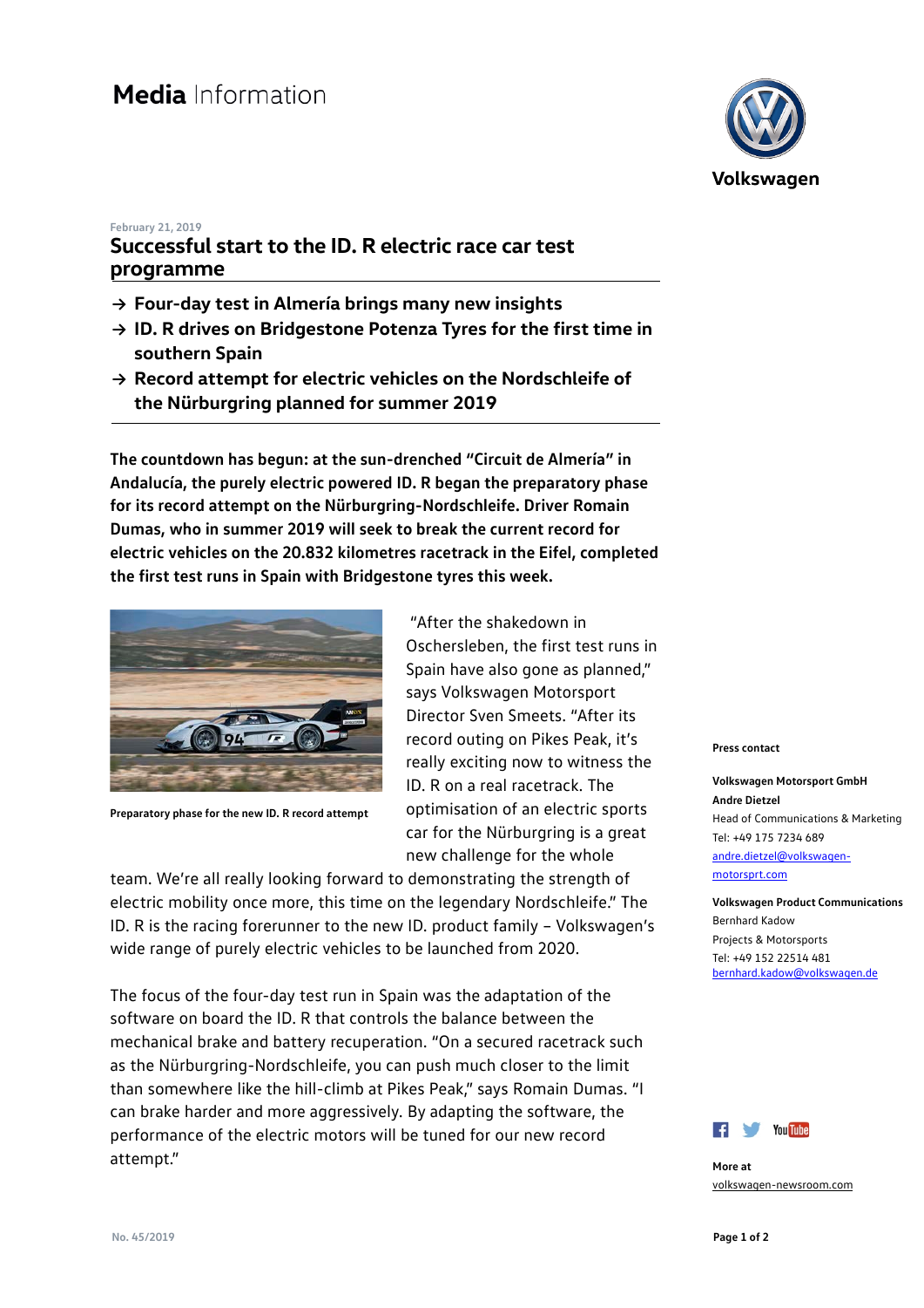# Media Information

Volkswagen

February 21, 2019

## Successful start to the ID. R electric race car test programme

- → **Four-day test in Almería brings many new insights**
- → **ID. R drives on Bridgestone Potenza Tyres for the first time in southern Spain**
- → **Record attempt for electric vehicles on the Nordschleife of the Nürburgring planned for summer 2019**

**The countdown has begun: at the sun-drenched "Circuit de Almería" in Andalucía, the purely electric powered ID. R began the preparatory phase for its record attempt on the Nürburgring-Nordschleife. Driver Romain Dumas, who in summer 2019 will seek to break the current record for electric vehicles on the 20.832 kilometres racetrack in the Eifel, completed the first test runs in Spain with Bridgestone tyres this week.**

**Preparatory phase for the new ID. R record attempt**

"After the shakedown in Oschersleben, the first test runs in Spain have also gone as planned," says Volkswagen Motorsport Director Sven Smeets. "After its record outing on Pikes Peak, it's really exciting now to witness the ID. R on a real racetrack. The optimisation of an electric sports car for the Nürburgring is a great new challenge for the whole team. We're all really looking forward to demonstrating the strength of electric mobility once more, this time on the legendary Nordschleife." The ID. R is the racing forerunner to the new ID. product family – Volkswagen's wide range of purely electric vehicles to be launched from 2020.

The focus of the four-day test run in Spain was the adaptation of the software on board the ID. R that controls the balance between the mechanical brake and battery recuperation. "On a secured racetrack such as the Nürburgring-Nordschleife, you can push much closer to the limit than somewhere like the hill-climb at Pikes Peak," says Romain Dumas. "I can brake harder and more aggressively. By adapting the software, the performance of the electric motors will be tuned for our new record attempt."

**Press contact**

**Volkswagen Motorsport GmbH**
**Andre Dietzel**
Head of Communications & Marketing
Tel: +49 175 7234 689
andre.dietzel@volkswagen-motorsprt.com

**Volkswagen Product Communications**
Bernhard Kadow
Projects & Motorsports
Tel: +49 152 22514 481
bernhard.kadow@volkswagen.de

**More at**
volkswagen-newsroom.com

No. 45/2019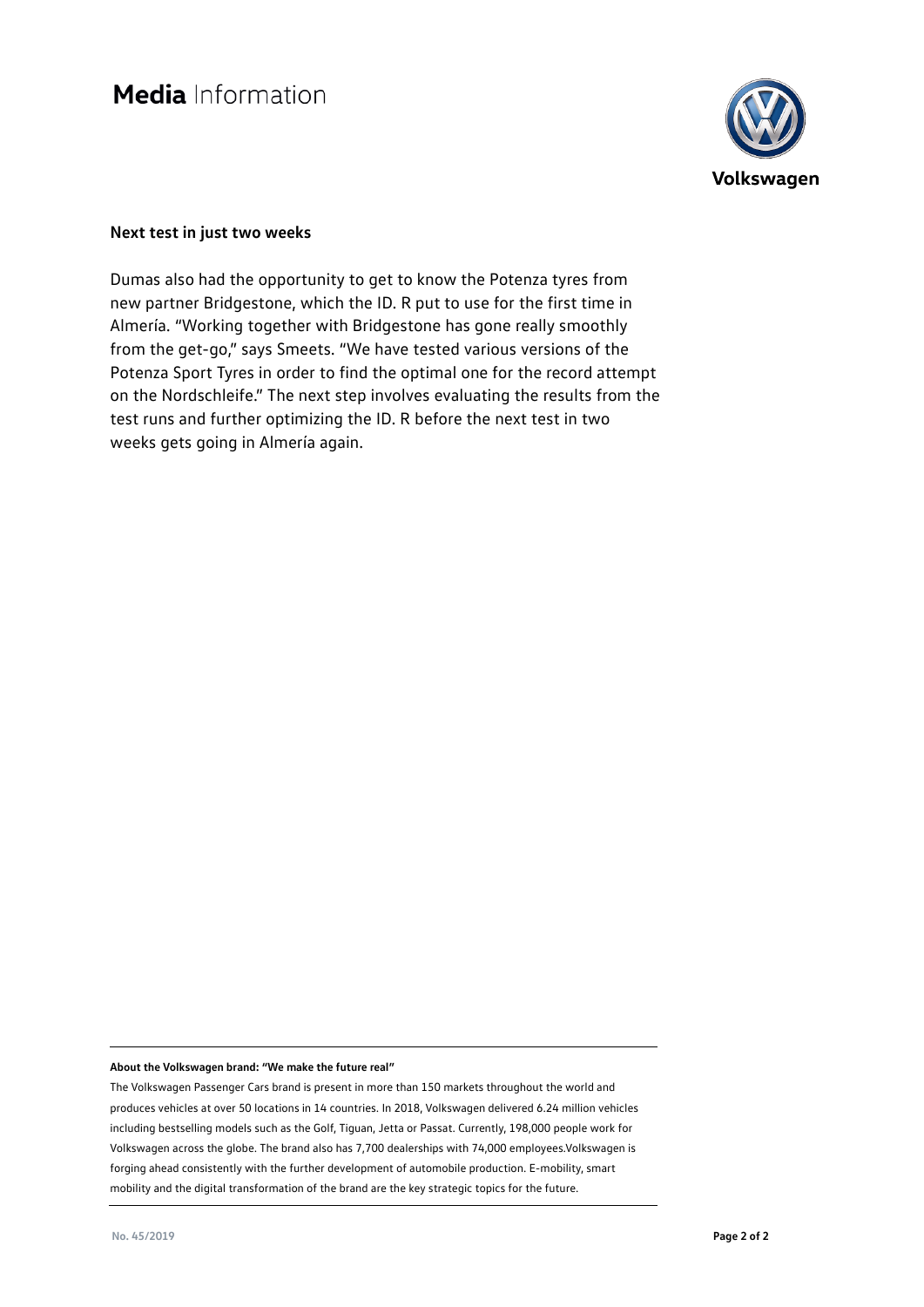## Next test in just two weeks

Dumas also had the opportunity to get to know the Potenza tyres from new partner Bridgestone, which the ID. R put to use for the first time in Almería. "Working together with Bridgestone has gone really smoothly from the get-go," says Smeets. "We have tested various versions of the Potenza Sport Tyres in order to find the optimal one for the record attempt on the Nordschleife." The next step involves evaluating the results from the test runs and further optimizing the ID. R before the next test in two weeks gets going in Almería again.

**About the Volkswagen brand: "We make the future real"**

The Volkswagen Passenger Cars brand is present in more than 150 markets throughout the world and produces vehicles at over 50 locations in 14 countries. In 2018, Volkswagen delivered 6.24 million vehicles including bestselling models such as the Golf, Tiguan, Jetta or Passat. Currently, 198,000 people work for Volkswagen across the globe. The brand also has 7,700 dealerships with 74,000 employees.Volkswagen is forging ahead consistently with the further development of automobile production. E-mobility, smart mobility and the digital transformation of the brand are the key strategic topics for the future.

No. 45/2019